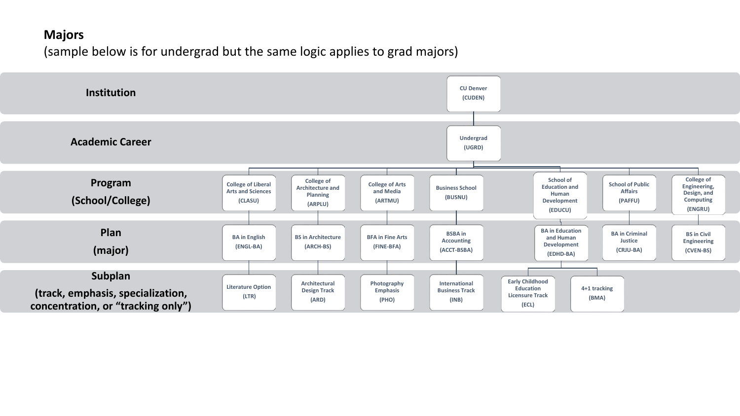**Majors**

(sample below is for undergrad but the same logic applies to grad majors)

**Institution**

CU Denver (CUDEN)

**Academic Career**

Undergrad (UGRD)

**Program (School/College)**

College of Liberal Arts and Sciences (CLASU)

College of Architecture and Planning (ARPLU)

College of Arts and Media (ARTMU)

Business School (BUSNU)

School of Education and Human Development (EDUCU)

School of Public Affairs (PAFFU)

College of Engineering, Design, and Computing (ENGRU)

**Plan (major)**

BA in English (ENGL-BA)

BS in Architecture (ARCH-BS)

BFA in Fine Arts (FINE-BFA)

BSBA in Accounting (ACCT-BSBA)

BA in Education and Human Development (EDHD-BA)

BA in Criminal Justice (CRJU-BA)

BS in Civil Engineering (CVEN-BS)

**Subplan (track, emphasis, specialization, concentration, or "tracking only")**

Literature Option (LTR)

Architectural Design Track (ARD)

Photography Emphasis (PHO)

International Business Track (INB)

Early Childhood Education Licensure Track (ECL)

4+1 tracking (BMA)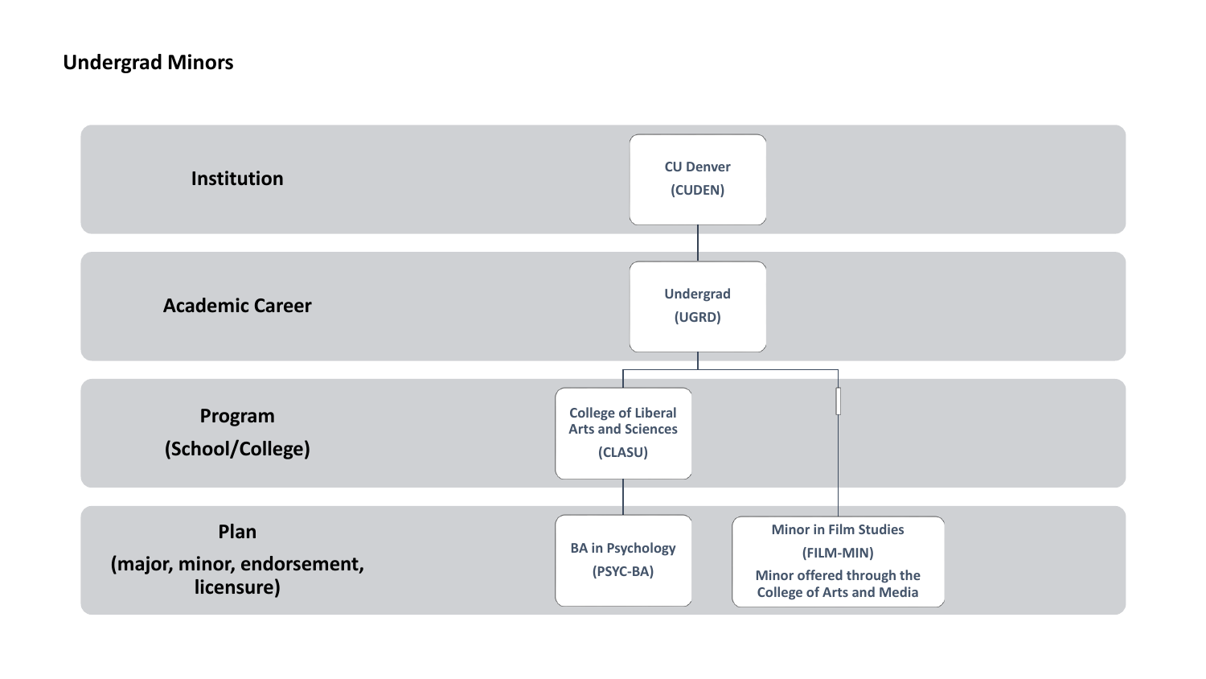## Undergrad Minors

| Level | | |
|---|---|---|
| **Institution** | CU Denver (CUDEN) | |
| **Academic Career** | Undergrad (UGRD) | |
| **Program (School/College)** | College of Liberal Arts and Sciences (CLASU) | |
| **Plan (major, minor, endorsement, licensure)** | BA in Psychology (PSYC-BA) | Minor in Film Studies (FILM-MIN) Minor offered through the College of Arts and Media |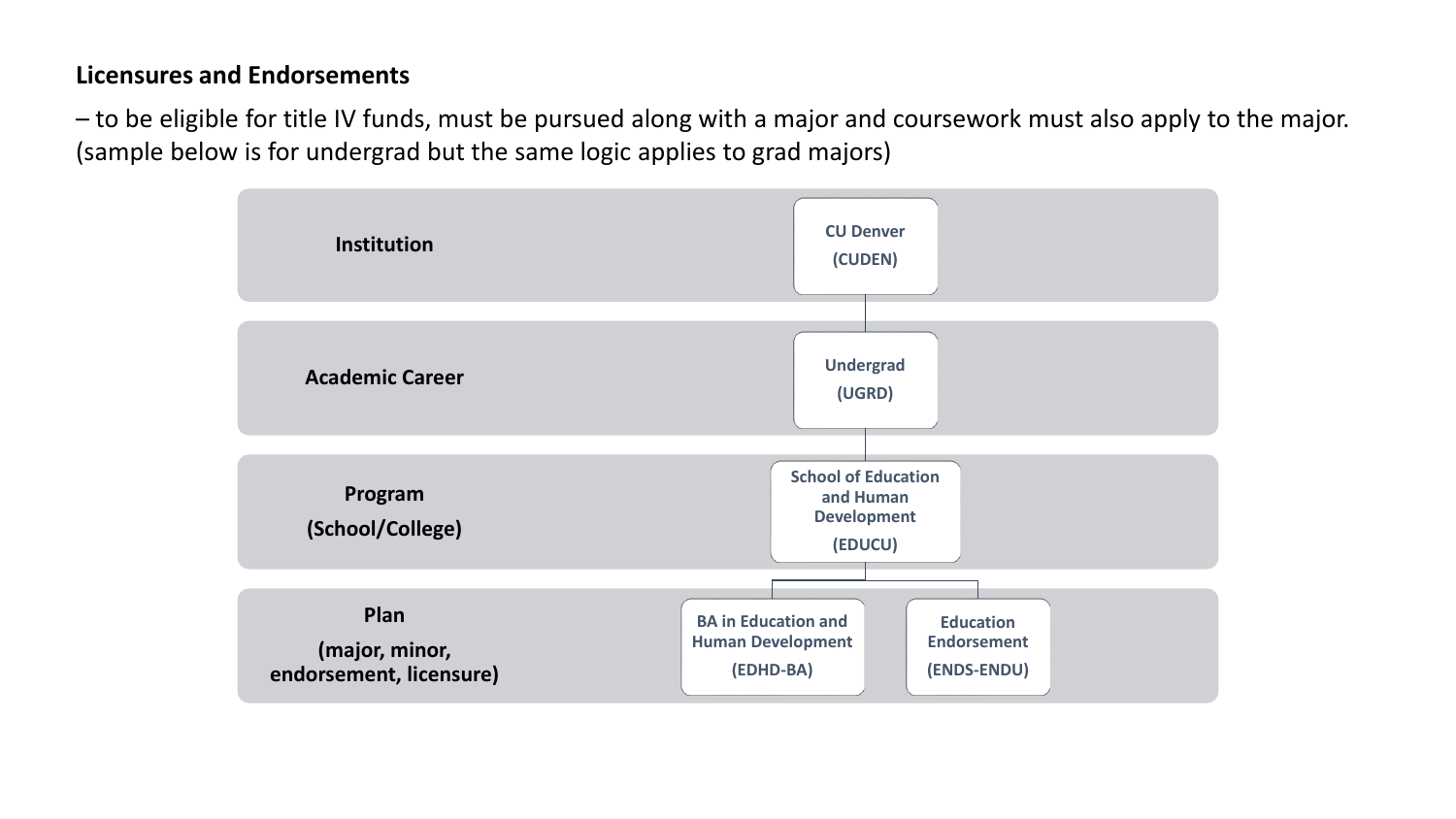**Licensures and Endorsements**

– to be eligible for title IV funds, must be pursued along with a major and coursework must also apply to the major. (sample below is for undergrad but the same logic applies to grad majors)

Institution

CU Denver (CUDEN)

Academic Career

Undergrad (UGRD)

Program (School/College)

School of Education and Human Development (EDUCU)

Plan (major, minor, endorsement, licensure)

BA in Education and Human Development (EDHD-BA)

Education Endorsement (ENDS-ENDU)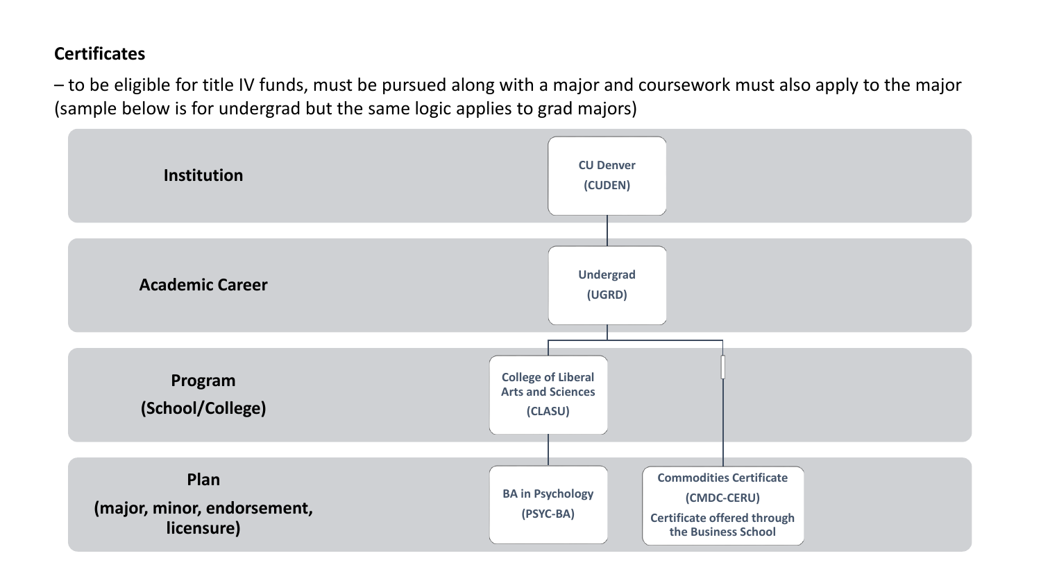**Certificates**

– to be eligible for title IV funds, must be pursued along with a major and coursework must also apply to the major (sample below is for undergrad but the same logic applies to grad majors)

**Institution**

CU Denver
(CUDEN)

**Academic Career**

Undergrad
(UGRD)

**Program**
**(School/College)**

College of Liberal Arts and Sciences
(CLASU)

**Plan**
**(major, minor, endorsement, licensure)**

BA in Psychology
(PSYC-BA)

Commodities Certificate
(CMDC-CERU)
Certificate offered through the Business School